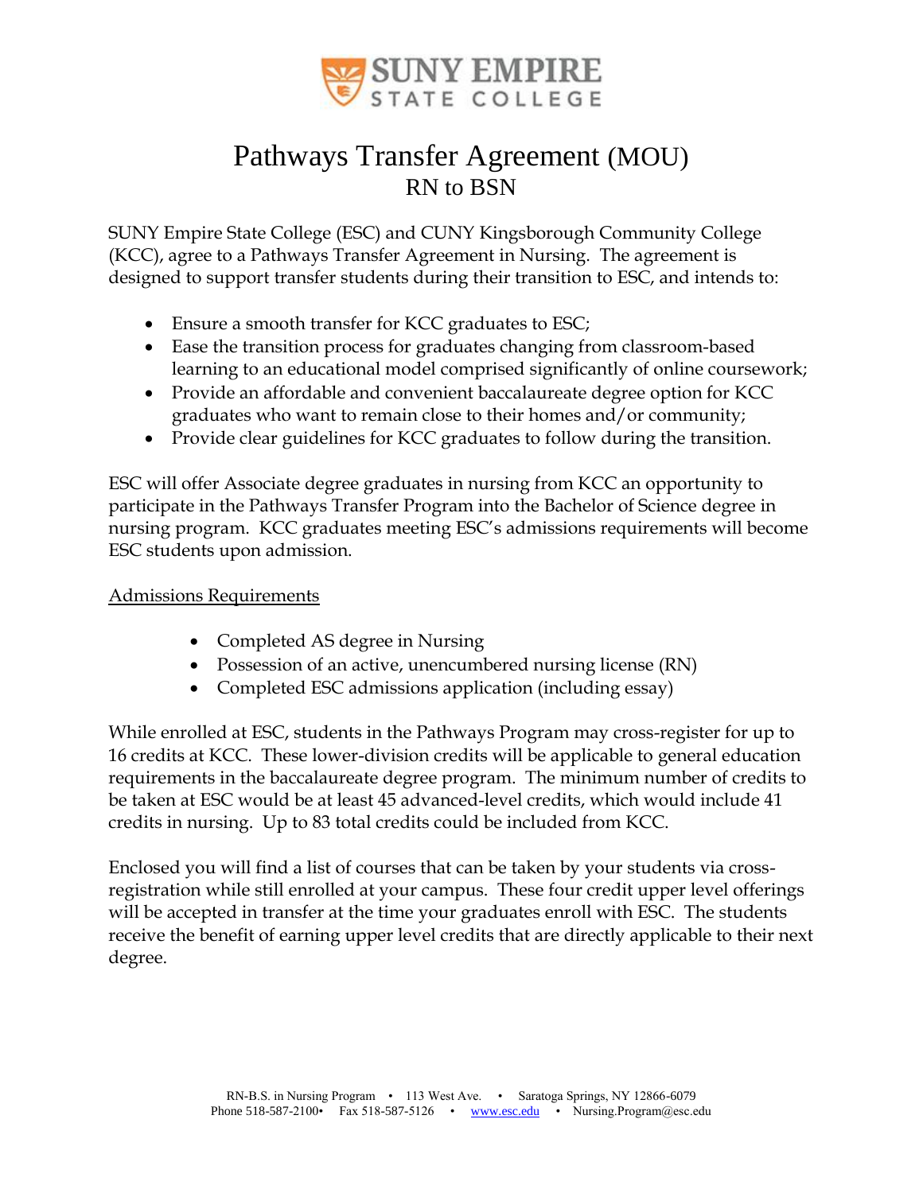SUNY EMPIRE STATE COLLEGE

# Pathways Transfer Agreement (MOU)

## RN to BSN

SUNY Empire State College (ESC) and CUNY Kingsborough Community College (KCC), agree to a Pathways Transfer Agreement in Nursing. The agreement is designed to support transfer students during their transition to ESC, and intends to:

- Ensure a smooth transfer for KCC graduates to ESC;
- Ease the transition process for graduates changing from classroom-based learning to an educational model comprised significantly of online coursework;
- Provide an affordable and convenient baccalaureate degree option for KCC graduates who want to remain close to their homes and/or community;
- Provide clear guidelines for KCC graduates to follow during the transition.

ESC will offer Associate degree graduates in nursing from KCC an opportunity to participate in the Pathways Transfer Program into the Bachelor of Science degree in nursing program. KCC graduates meeting ESC's admissions requirements will become ESC students upon admission.

Admissions Requirements

- Completed AS degree in Nursing
- Possession of an active, unencumbered nursing license (RN)
- Completed ESC admissions application (including essay)

While enrolled at ESC, students in the Pathways Program may cross-register for up to 16 credits at KCC. These lower-division credits will be applicable to general education requirements in the baccalaureate degree program. The minimum number of credits to be taken at ESC would be at least 45 advanced-level credits, which would include 41 credits in nursing. Up to 83 total credits could be included from KCC.

Enclosed you will find a list of courses that can be taken by your students via cross-registration while still enrolled at your campus. These four credit upper level offerings will be accepted in transfer at the time your graduates enroll with ESC. The students receive the benefit of earning upper level credits that are directly applicable to their next degree.

RN-B.S. in Nursing Program • 113 West Ave. • Saratoga Springs, NY 12866-6079
Phone 518-587-2100• Fax 518-587-5126 • www.esc.edu • Nursing.Program@esc.edu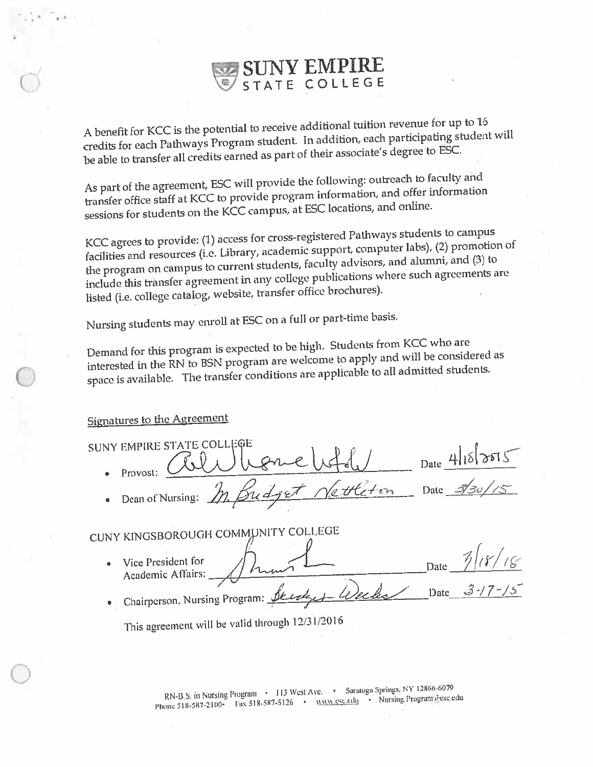# SUNY EMPIRE STATE COLLEGE

A benefit for KCC is the potential to receive additional tuition revenue for up to 16 credits for each Pathways Program student. In addition, each participating student will be able to transfer all credits earned as part of their associate's degree to ESC.

As part of the agreement, ESC will provide the following: outreach to faculty and transfer office staff at KCC to provide program information, and offer information sessions for students on the KCC campus, at ESC locations, and online.

KCC agrees to provide: (1) access for cross-registered Pathways students to campus facilities and resources (i.e. Library, academic support, computer labs), (2) promotion of the program on campus to current students, faculty advisors, and alumni, and (3) to include this transfer agreement in any college publications where such agreements are listed (i.e. college catalog, website, transfer office brochures).

Nursing students may enroll at ESC on a full or part-time basis.

Demand for this program is expected to be high. Students from KCC who are interested in the RN to BSN program are welcome to apply and will be considered as space is available. The transfer conditions are applicable to all admitted students.

Signatures to the Agreement

SUNY EMPIRE STATE COLLEGE

- Provost: Alwhorehfole Date 4/18/2015
- Dean of Nursing: M. Budget Nettleton Date 3/30/15

CUNY KINGSBOROUGH COMMUNITY COLLEGE

- Vice President for Academic Affairs: [signature] Date 3/18/15
- Chairperson. Nursing Program: Bridget Weeks Date 3-17-15

This agreement will be valid through 12/31/2016

RN-B.S. in Nursing Program • 113 West Ave. • Saratoga Springs, NY 12866-6079
Phone 518-587-2100 • Fax 518-587-5126 • www.esc.edu • Nursing.Program@esc.edu